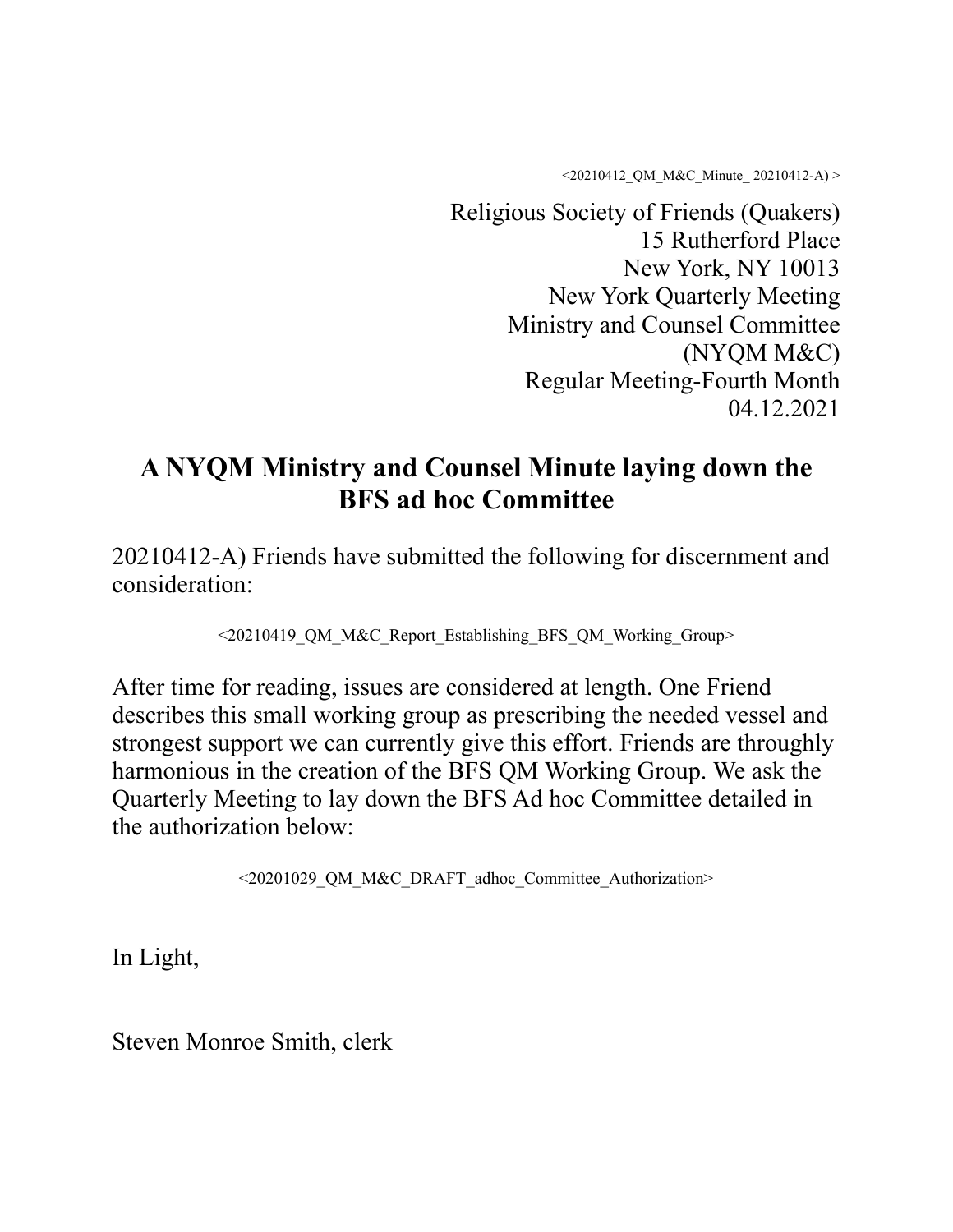<20210412_QM_M&C_Minute_ 20210412-A) >

Religious Society of Friends (Quakers)
15 Rutherford Place
New York, NY 10013
New York Quarterly Meeting
Ministry and Counsel Committee
(NYQM M&C)
Regular Meeting-Fourth Month
04.12.2021

# A NYQM Ministry and Counsel Minute laying down the BFS ad hoc Committee

20210412-A) Friends have submitted the following for discernment and consideration:

<20210419_QM_M&C_Report_Establishing_BFS_QM_Working_Group>

After time for reading, issues are considered at length. One Friend describes this small working group as prescribing the needed vessel and strongest support we can currently give this effort. Friends are throughly harmonious in the creation of the BFS QM Working Group. We ask the Quarterly Meeting to lay down the BFS Ad hoc Committee detailed in the authorization below:

<20201029_QM_M&C_DRAFT_adhoc_Committee_Authorization>

In Light,

Steven Monroe Smith, clerk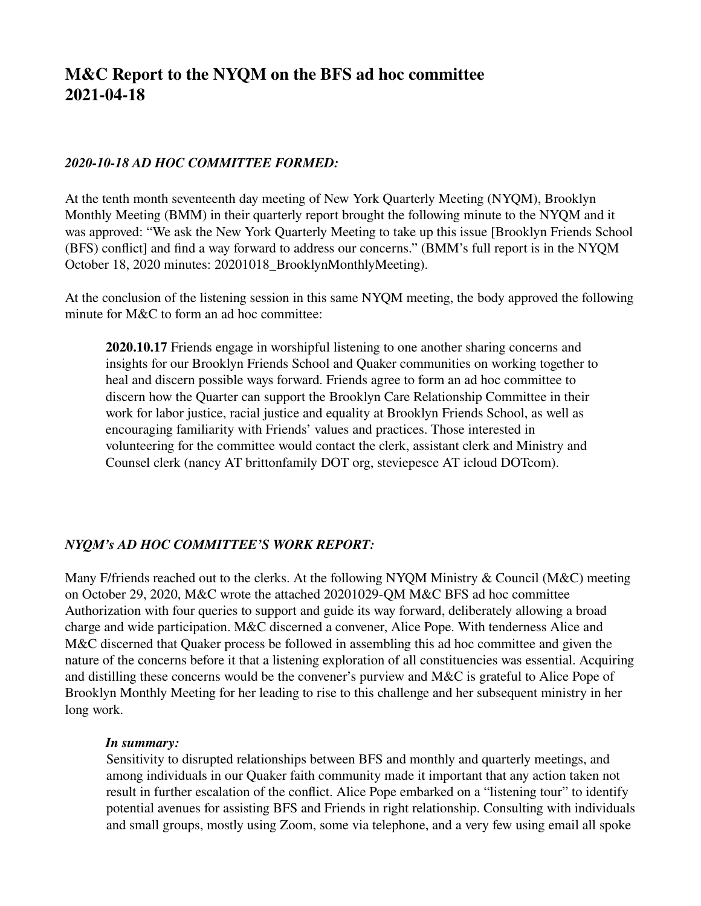# M&C Report to the NYQM on the BFS ad hoc committee 2021-04-18

### *2020-10-18 AD HOC COMMITTEE FORMED:*

At the tenth month seventeenth day meeting of New York Quarterly Meeting (NYQM), Brooklyn Monthly Meeting (BMM) in their quarterly report brought the following minute to the NYQM and it was approved: "We ask the New York Quarterly Meeting to take up this issue [Brooklyn Friends School (BFS) conflict] and find a way forward to address our concerns." (BMM's full report is in the NYQM October 18, 2020 minutes: 20201018_BrooklynMonthlyMeeting).

At the conclusion of the listening session in this same NYQM meeting, the body approved the following minute for M&C to form an ad hoc committee:

> **2020.10.17** Friends engage in worshipful listening to one another sharing concerns and insights for our Brooklyn Friends School and Quaker communities on working together to heal and discern possible ways forward. Friends agree to form an ad hoc committee to discern how the Quarter can support the Brooklyn Care Relationship Committee in their work for labor justice, racial justice and equality at Brooklyn Friends School, as well as encouraging familiarity with Friends' values and practices. Those interested in volunteering for the committee would contact the clerk, assistant clerk and Ministry and Counsel clerk (nancy AT brittonfamily DOT org, steviepesce AT icloud DOTcom).

### *NYQM's AD HOC COMMITTEE'S WORK REPORT:*

Many F/friends reached out to the clerks. At the following NYQM Ministry & Council (M&C) meeting on October 29, 2020, M&C wrote the attached 20201029-QM M&C BFS ad hoc committee Authorization with four queries to support and guide its way forward, deliberately allowing a broad charge and wide participation. M&C discerned a convener, Alice Pope. With tenderness Alice and M&C discerned that Quaker process be followed in assembling this ad hoc committee and given the nature of the concerns before it that a listening exploration of all constituencies was essential. Acquiring and distilling these concerns would be the convener's purview and M&C is grateful to Alice Pope of Brooklyn Monthly Meeting for her leading to rise to this challenge and her subsequent ministry in her long work.

> ***In summary:***
> Sensitivity to disrupted relationships between BFS and monthly and quarterly meetings, and among individuals in our Quaker faith community made it important that any action taken not result in further escalation of the conflict. Alice Pope embarked on a "listening tour" to identify potential avenues for assisting BFS and Friends in right relationship. Consulting with individuals and small groups, mostly using Zoom, some via telephone, and a very few using email all spoke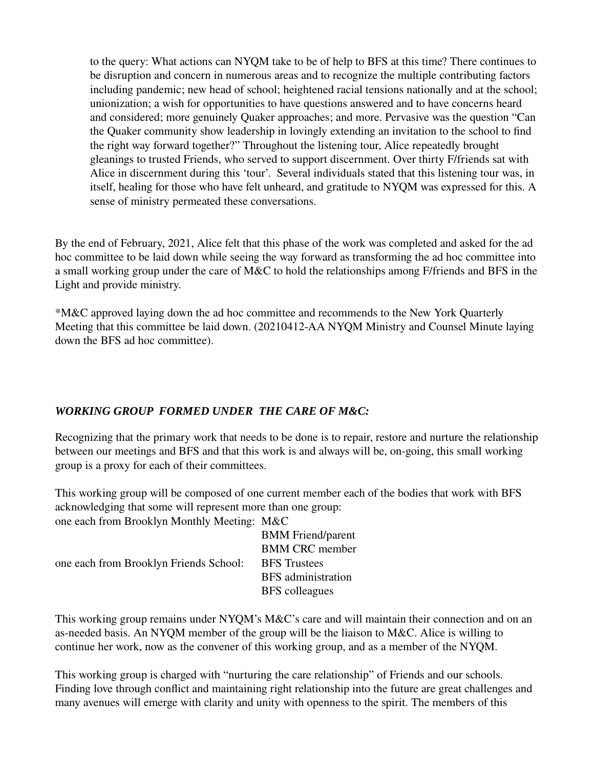to the query: What actions can NYQM take to be of help to BFS at this time? There continues to be disruption and concern in numerous areas and to recognize the multiple contributing factors including pandemic; new head of school; heightened racial tensions nationally and at the school; unionization; a wish for opportunities to have questions answered and to have concerns heard and considered; more genuinely Quaker approaches; and more. Pervasive was the question "Can the Quaker community show leadership in lovingly extending an invitation to the school to find the right way forward together?" Throughout the listening tour, Alice repeatedly brought gleanings to trusted Friends, who served to support discernment. Over thirty F/friends sat with Alice in discernment during this 'tour'. Several individuals stated that this listening tour was, in itself, healing for those who have felt unheard, and gratitude to NYQM was expressed for this. A sense of ministry permeated these conversations.

By the end of February, 2021, Alice felt that this phase of the work was completed and asked for the ad hoc committee to be laid down while seeing the way forward as transforming the ad hoc committee into a small working group under the care of M&C to hold the relationships among F/friends and BFS in the Light and provide ministry.

*M&C approved laying down the ad hoc committee and recommends to the New York Quarterly Meeting that this committee be laid down. (20210412-AA NYQM Ministry and Counsel Minute laying down the BFS ad hoc committee).

***WORKING GROUP FORMED UNDER THE CARE OF M&C:***

Recognizing that the primary work that needs to be done is to repair, restore and nurture the relationship between our meetings and BFS and that this work is and always will be, on-going, this small working group is a proxy for each of their committees.

This working group will be composed of one current member each of the bodies that work with BFS acknowledging that some will represent more than one group:

| | |
|---|---|
| one each from Brooklyn Monthly Meeting: | M&C |
| | BMM Friend/parent |
| | BMM CRC member |
| one each from Brooklyn Friends School: | BFS Trustees |
| | BFS administration |
| | BFS colleagues |

This working group remains under NYQM's M&C's care and will maintain their connection and on an as-needed basis. An NYQM member of the group will be the liaison to M&C. Alice is willing to continue her work, now as the convener of this working group, and as a member of the NYQM.

This working group is charged with "nurturing the care relationship" of Friends and our schools. Finding love through conflict and maintaining right relationship into the future are great challenges and many avenues will emerge with clarity and unity with openness to the spirit. The members of this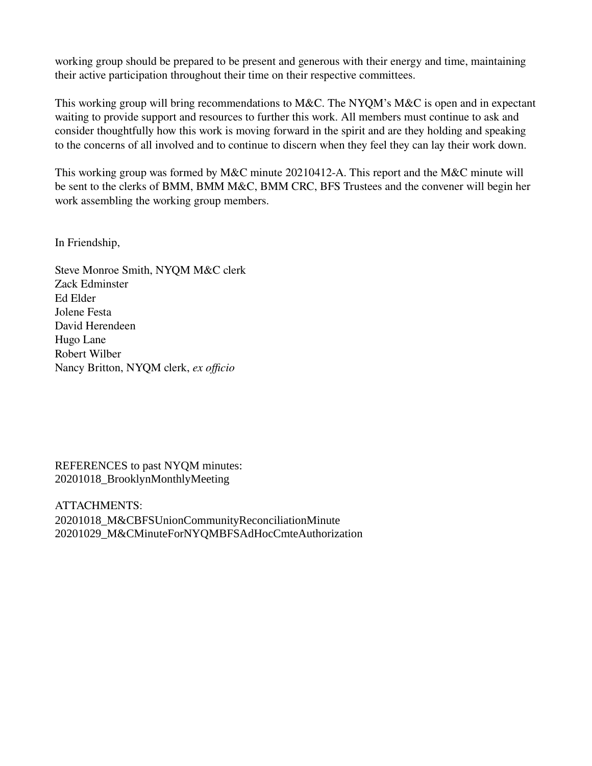working group should be prepared to be present and generous with their energy and time, maintaining their active participation throughout their time on their respective committees.

This working group will bring recommendations to M&C. The NYQM's M&C is open and in expectant waiting to provide support and resources to further this work. All members must continue to ask and consider thoughtfully how this work is moving forward in the spirit and are they holding and speaking to the concerns of all involved and to continue to discern when they feel they can lay their work down.

This working group was formed by M&C minute 20210412-A. This report and the M&C minute will be sent to the clerks of BMM, BMM M&C, BMM CRC, BFS Trustees and the convener will begin her work assembling the working group members.

In Friendship,

Steve Monroe Smith, NYQM M&C clerk
Zack Edminster
Ed Elder
Jolene Festa
David Herendeen
Hugo Lane
Robert Wilber
Nancy Britton, NYQM clerk, *ex officio*

REFERENCES to past NYQM minutes:
20201018_BrooklynMonthlyMeeting

ATTACHMENTS:
20201018_M&CBFSUnionCommunityReconciliationMinute
20201029_M&CMinuteForNYQMBFSAdHocCmteAuthorization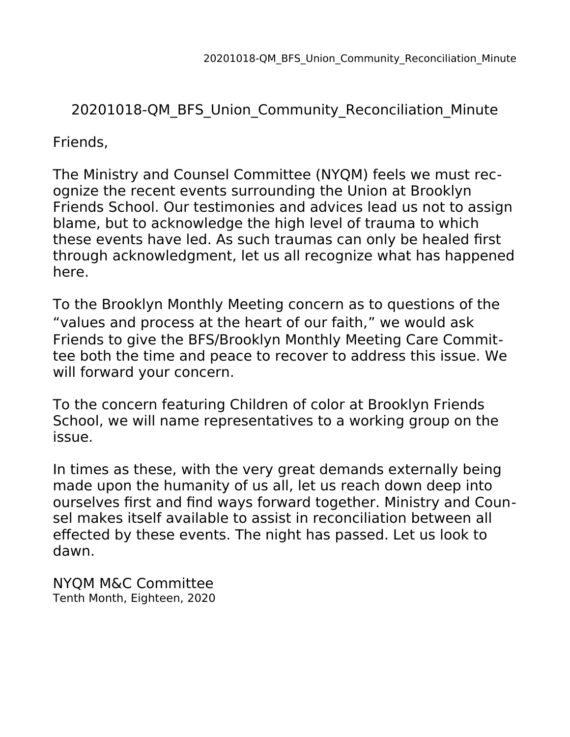# 20201018-QM_BFS_Union_Community_Reconciliation_Minute

Friends,

The Ministry and Counsel Committee (NYQM) feels we must recognize the recent events surrounding the Union at Brooklyn Friends School. Our testimonies and advices lead us not to assign blame, but to acknowledge the high level of trauma to which these events have led. As such traumas can only be healed first through acknowledgment, let us all recognize what has happened here.

To the Brooklyn Monthly Meeting concern as to questions of the "values and process at the heart of our faith," we would ask Friends to give the BFS/Brooklyn Monthly Meeting Care Committee both the time and peace to recover to address this issue. We will forward your concern.

To the concern featuring Children of color at Brooklyn Friends School, we will name representatives to a working group on the issue.

In times as these, with the very great demands externally being made upon the humanity of us all, let us reach down deep into ourselves first and find ways forward together. Ministry and Counsel makes itself available to assist in reconciliation between all effected by these events. The night has passed. Let us look to dawn.

NYQM M&C Committee
Tenth Month, Eighteen, 2020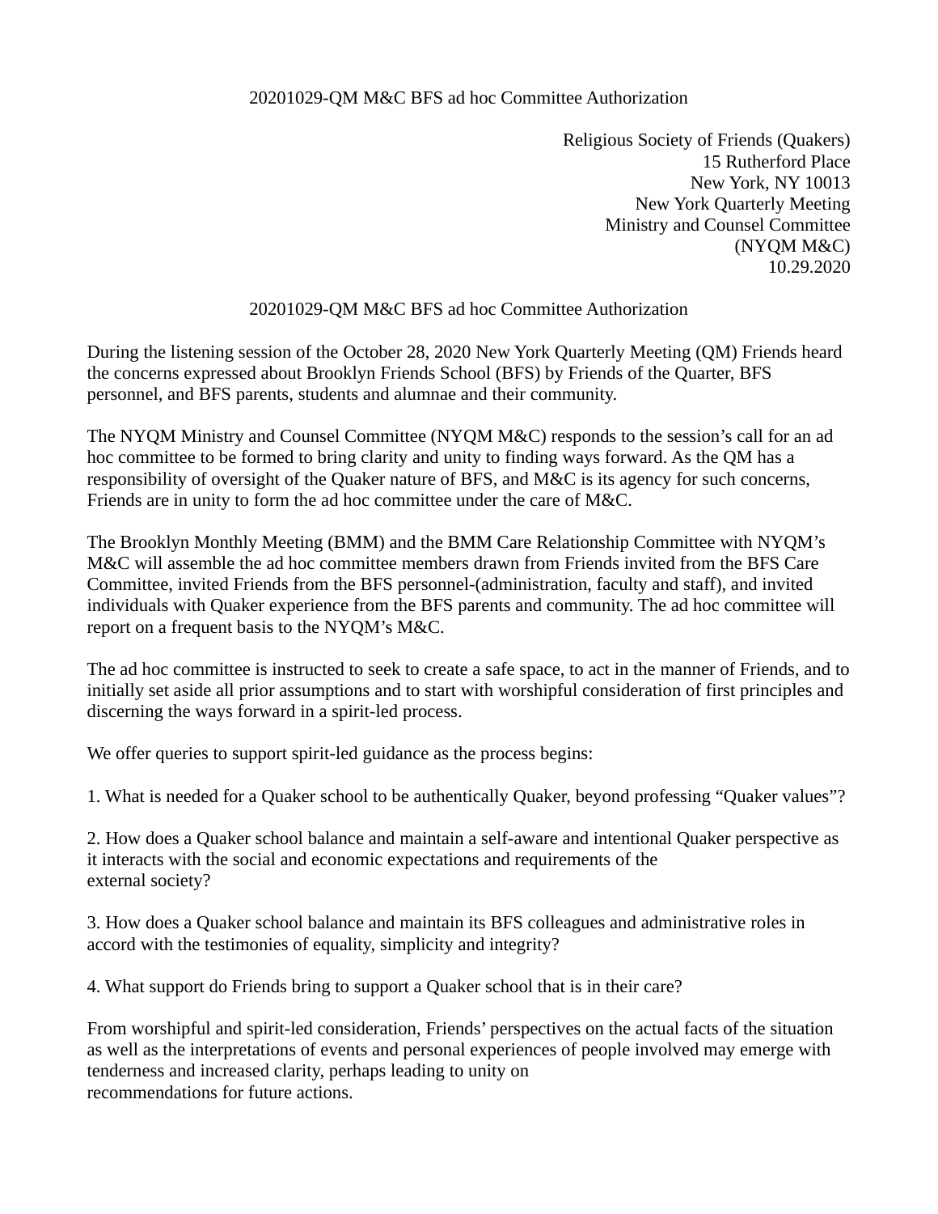20201029-QM M&C BFS ad hoc Committee Authorization

Religious Society of Friends (Quakers)
15 Rutherford Place
New York, NY 10013
New York Quarterly Meeting
Ministry and Counsel Committee
(NYQM M&C)
10.29.2020

# 20201029-QM M&C BFS ad hoc Committee Authorization

During the listening session of the October 28, 2020 New York Quarterly Meeting (QM) Friends heard the concerns expressed about Brooklyn Friends School (BFS) by Friends of the Quarter, BFS personnel, and BFS parents, students and alumnae and their community.

The NYQM Ministry and Counsel Committee (NYQM M&C) responds to the session's call for an ad hoc committee to be formed to bring clarity and unity to finding ways forward. As the QM has a responsibility of oversight of the Quaker nature of BFS, and M&C is its agency for such concerns, Friends are in unity to form the ad hoc committee under the care of M&C.

The Brooklyn Monthly Meeting (BMM) and the BMM Care Relationship Committee with NYQM's M&C will assemble the ad hoc committee members drawn from Friends invited from the BFS Care Committee, invited Friends from the BFS personnel-(administration, faculty and staff), and invited individuals with Quaker experience from the BFS parents and community. The ad hoc committee will report on a frequent basis to the NYQM's M&C.

The ad hoc committee is instructed to seek to create a safe space, to act in the manner of Friends, and to initially set aside all prior assumptions and to start with worshipful consideration of first principles and discerning the ways forward in a spirit-led process.

We offer queries to support spirit-led guidance as the process begins:

1. What is needed for a Quaker school to be authentically Quaker, beyond professing "Quaker values"?

2. How does a Quaker school balance and maintain a self-aware and intentional Quaker perspective as it interacts with the social and economic expectations and requirements of the external society?

3. How does a Quaker school balance and maintain its BFS colleagues and administrative roles in accord with the testimonies of equality, simplicity and integrity?

4. What support do Friends bring to support a Quaker school that is in their care?

From worshipful and spirit-led consideration, Friends' perspectives on the actual facts of the situation as well as the interpretations of events and personal experiences of people involved may emerge with tenderness and increased clarity, perhaps leading to unity on recommendations for future actions.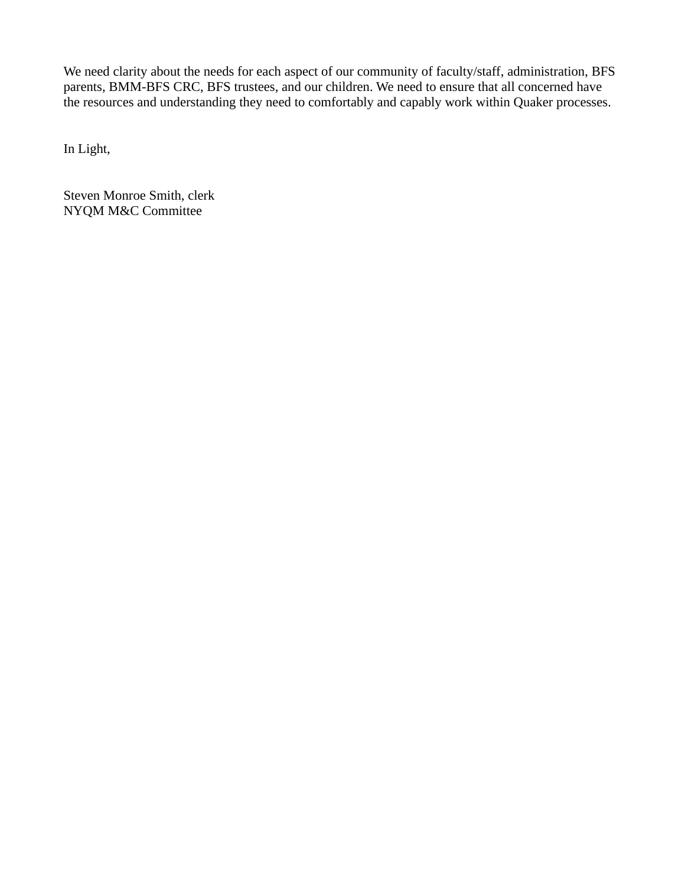We need clarity about the needs for each aspect of our community of faculty/staff, administration, BFS parents, BMM-BFS CRC, BFS trustees, and our children. We need to ensure that all concerned have the resources and understanding they need to comfortably and capably work within Quaker processes.

In Light,

Steven Monroe Smith, clerk
NYQM M&C Committee